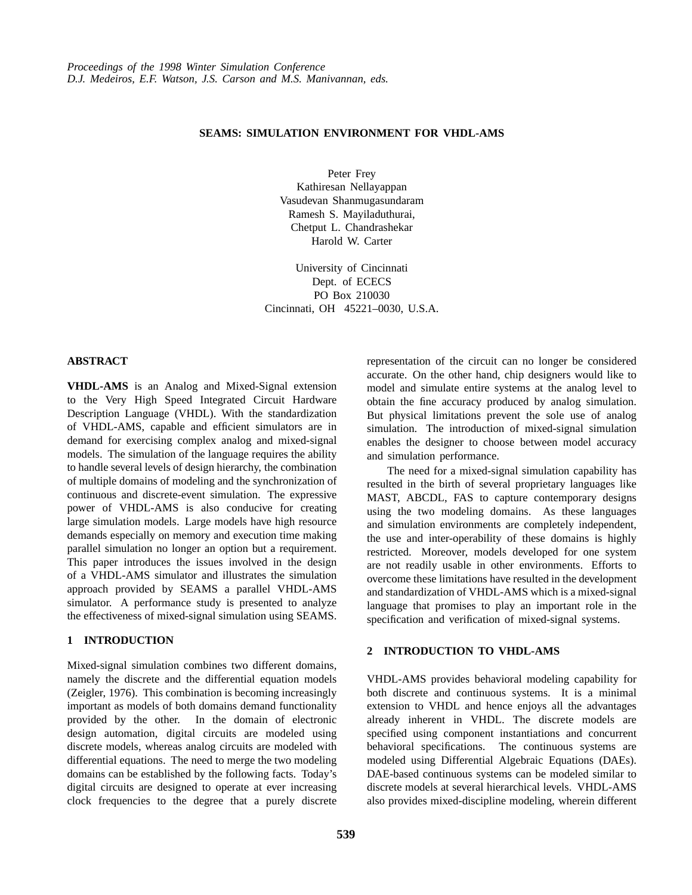*Proceedings of the 1998 Winter Simulation Conference*
*D.J. Medeiros, E.F. Watson, J.S. Carson and M.S. Manivannan, eds.*

# SEAMS: SIMULATION ENVIRONMENT FOR VHDL-AMS

Peter Frey
Kathiresan Nellayappan
Vasudevan Shanmugasundaram
Ramesh S. Mayiladuthurai,
Chetput L. Chandrashekar
Harold W. Carter

University of Cincinnati
Dept. of ECECS
PO Box 210030
Cincinnati, OH 45221–0030, U.S.A.

## ABSTRACT

**VHDL-AMS** is an Analog and Mixed-Signal extension to the Very High Speed Integrated Circuit Hardware Description Language (VHDL). With the standardization of VHDL-AMS, capable and efficient simulators are in demand for exercising complex analog and mixed-signal models. The simulation of the language requires the ability to handle several levels of design hierarchy, the combination of multiple domains of modeling and the synchronization of continuous and discrete-event simulation. The expressive power of VHDL-AMS is also conducive for creating large simulation models. Large models have high resource demands especially on memory and execution time making parallel simulation no longer an option but a requirement. This paper introduces the issues involved in the design of a VHDL-AMS simulator and illustrates the simulation approach provided by SEAMS a parallel VHDL-AMS simulator. A performance study is presented to analyze the effectiveness of mixed-signal simulation using SEAMS.

## 1 INTRODUCTION

Mixed-signal simulation combines two different domains, namely the discrete and the differential equation models (Zeigler, 1976). This combination is becoming increasingly important as models of both domains demand functionality provided by the other. In the domain of electronic design automation, digital circuits are modeled using discrete models, whereas analog circuits are modeled with differential equations. The need to merge the two modeling domains can be established by the following facts. Today's digital circuits are designed to operate at ever increasing clock frequencies to the degree that a purely discrete representation of the circuit can no longer be considered accurate. On the other hand, chip designers would like to model and simulate entire systems at the analog level to obtain the fine accuracy produced by analog simulation. But physical limitations prevent the sole use of analog simulation. The introduction of mixed-signal simulation enables the designer to choose between model accuracy and simulation performance.

The need for a mixed-signal simulation capability has resulted in the birth of several proprietary languages like MAST, ABCDL, FAS to capture contemporary designs using the two modeling domains. As these languages and simulation environments are completely independent, the use and inter-operability of these domains is highly restricted. Moreover, models developed for one system are not readily usable in other environments. Efforts to overcome these limitations have resulted in the development and standardization of VHDL-AMS which is a mixed-signal language that promises to play an important role in the specification and verification of mixed-signal systems.

## 2 INTRODUCTION TO VHDL-AMS

VHDL-AMS provides behavioral modeling capability for both discrete and continuous systems. It is a minimal extension to VHDL and hence enjoys all the advantages already inherent in VHDL. The discrete models are specified using component instantiations and concurrent behavioral specifications. The continuous systems are modeled using Differential Algebraic Equations (DAEs). DAE-based continuous systems can be modeled similar to discrete models at several hierarchical levels. VHDL-AMS also provides mixed-discipline modeling, wherein different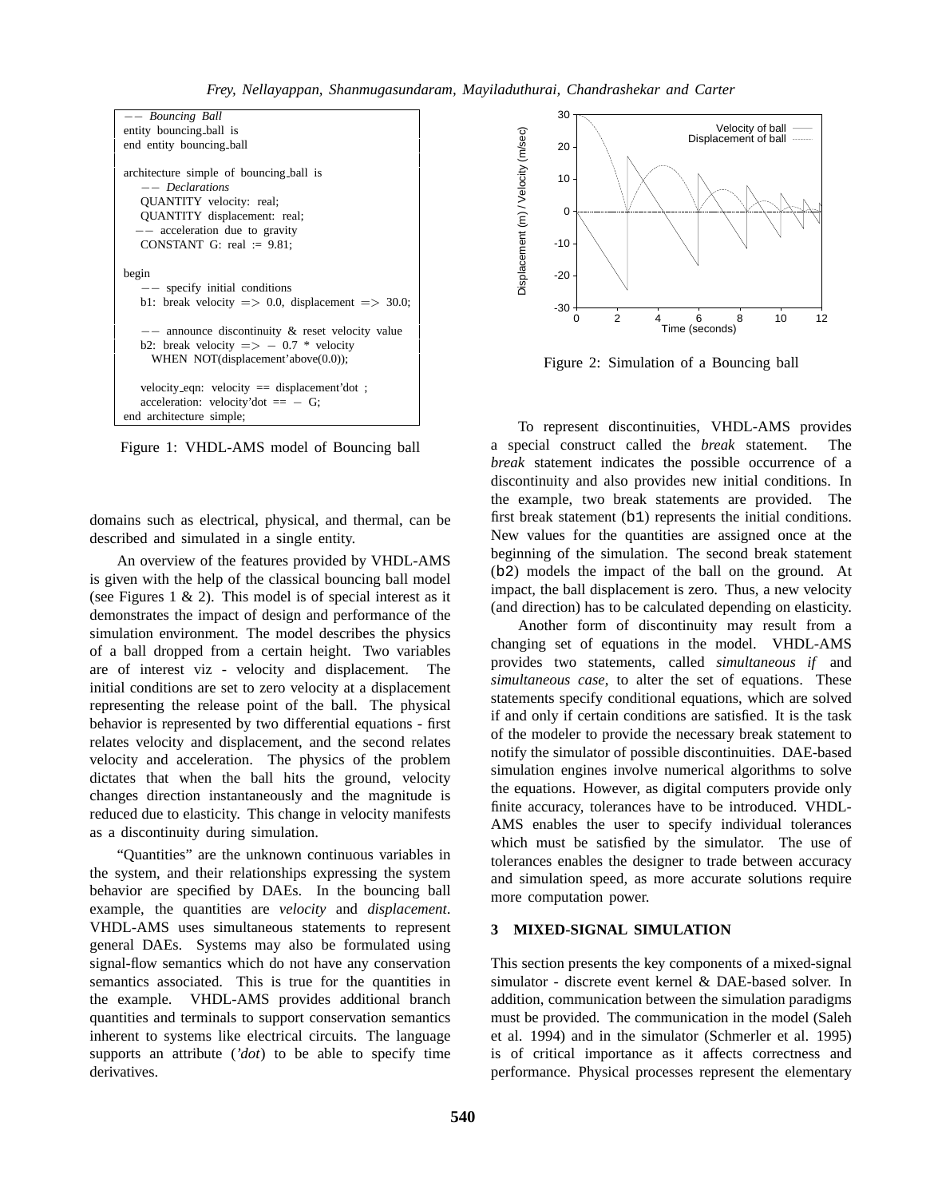```
-- Bouncing Ball
entity bouncing_ball is
end entity bouncing_ball

architecture simple of bouncing_ball is
   -- Declarations
   QUANTITY velocity: real;
   QUANTITY displacement: real;
   -- acceleration due to gravity
   CONSTANT G: real := 9.81;

begin
   -- specify initial conditions
   b1: break velocity => 0.0, displacement => 30.0;

   -- announce discontinuity & reset velocity value
   b2: break velocity => - 0.7 * velocity
      WHEN NOT(displacement'above(0.0));

   velocity_eqn: velocity == displacement'dot ;
   acceleration: velocity'dot == - G;
end architecture simple;
```

Figure 1: VHDL-AMS model of Bouncing ball

Velocity of ball
Displacement of ball
Displacement (m) / Velocity (m/sec)
Time (seconds)
30
20
10
0
-10
-20
-30
0 2 4 6 8 10 12

Figure 2: Simulation of a Bouncing ball

domains such as electrical, physical, and thermal, can be described and simulated in a single entity.

An overview of the features provided by VHDL-AMS is given with the help of the classical bouncing ball model (see Figures 1 & 2). This model is of special interest as it demonstrates the impact of design and performance of the simulation environment. The model describes the physics of a ball dropped from a certain height. Two variables are of interest viz - velocity and displacement. The initial conditions are set to zero velocity at a displacement representing the release point of the ball. The physical behavior is represented by two differential equations - first relates velocity and displacement, and the second relates velocity and acceleration. The physics of the problem dictates that when the ball hits the ground, velocity changes direction instantaneously and the magnitude is reduced due to elasticity. This change in velocity manifests as a discontinuity during simulation.

"Quantities" are the unknown continuous variables in the system, and their relationships expressing the system behavior are specified by DAEs. In the bouncing ball example, the quantities are *velocity* and *displacement*. VHDL-AMS uses simultaneous statements to represent general DAEs. Systems may also be formulated using signal-flow semantics which do not have any conservation semantics associated. This is true for the quantities in the example. VHDL-AMS provides additional branch quantities and terminals to support conservation semantics inherent to systems like electrical circuits. The language supports an attribute (*'dot*) to be able to specify time derivatives.

To represent discontinuities, VHDL-AMS provides a special construct called the *break* statement. The *break* statement indicates the possible occurrence of a discontinuity and also provides new initial conditions. In the example, two break statements are provided. The first break statement (b1) represents the initial conditions. New values for the quantities are assigned once at the beginning of the simulation. The second break statement (b2) models the impact of the ball on the ground. At impact, the ball displacement is zero. Thus, a new velocity (and direction) has to be calculated depending on elasticity.

Another form of discontinuity may result from a changing set of equations in the model. VHDL-AMS provides two statements, called *simultaneous if* and *simultaneous case*, to alter the set of equations. These statements specify conditional equations, which are solved if and only if certain conditions are satisfied. It is the task of the modeler to provide the necessary break statement to notify the simulator of possible discontinuities. DAE-based simulation engines involve numerical algorithms to solve the equations. However, as digital computers provide only finite accuracy, tolerances have to be introduced. VHDL-AMS enables the user to specify individual tolerances which must be satisfied by the simulator. The use of tolerances enables the designer to trade between accuracy and simulation speed, as more accurate solutions require more computation power.

## 3 MIXED-SIGNAL SIMULATION

This section presents the key components of a mixed-signal simulator - discrete event kernel & DAE-based solver. In addition, communication between the simulation paradigms must be provided. The communication in the model (Saleh et al. 1994) and in the simulator (Schmerler et al. 1995) is of critical importance as it affects correctness and performance. Physical processes represent the elementary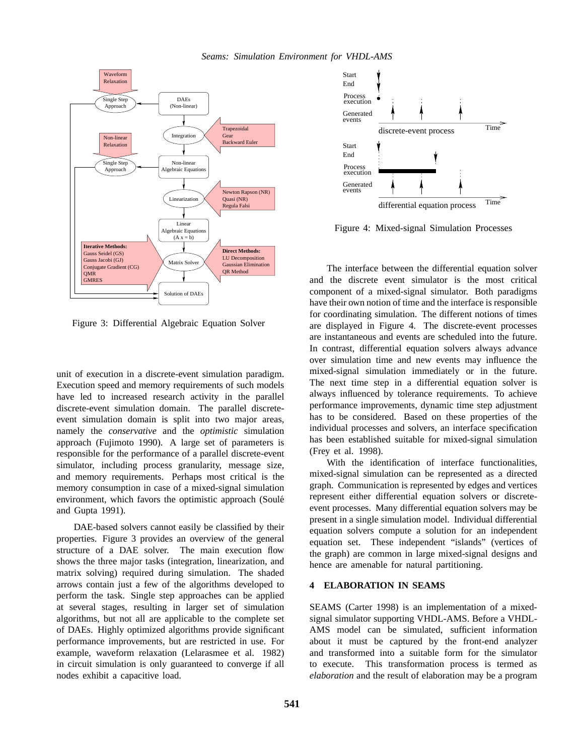Figure 3: Differential Algebraic Equation Solver

Figure 4: Mixed-signal Simulation Processes

unit of execution in a discrete-event simulation paradigm. Execution speed and memory requirements of such models have led to increased research activity in the parallel discrete-event simulation domain. The parallel discrete-event simulation domain is split into two major areas, namely the *conservative* and the *optimistic* simulation approach (Fujimoto 1990). A large set of parameters is responsible for the performance of a parallel discrete-event simulator, including process granularity, message size, and memory requirements. Perhaps most critical is the memory consumption in case of a mixed-signal simulation environment, which favors the optimistic approach (Soulé and Gupta 1991).

DAE-based solvers cannot easily be classified by their properties. Figure 3 provides an overview of the general structure of a DAE solver. The main execution flow shows the three major tasks (integration, linearization, and matrix solving) required during simulation. The shaded arrows contain just a few of the algorithms developed to perform the task. Single step approaches can be applied at several stages, resulting in larger set of simulation algorithms, but not all are applicable to the complete set of DAEs. Highly optimized algorithms provide significant performance improvements, but are restricted in use. For example, waveform relaxation (Lelarasmee et al. 1982) in circuit simulation is only guaranteed to converge if all nodes exhibit a capacitive load.

The interface between the differential equation solver and the discrete event simulator is the most critical component of a mixed-signal simulator. Both paradigms have their own notion of time and the interface is responsible for coordinating simulation. The different notions of times are displayed in Figure 4. The discrete-event processes are instantaneous and events are scheduled into the future. In contrast, differential equation solvers always advance over simulation time and new events may influence the mixed-signal simulation immediately or in the future. The next time step in a differential equation solver is always influenced by tolerance requirements. To achieve performance improvements, dynamic time step adjustment has to be considered. Based on these properties of the individual processes and solvers, an interface specification has been established suitable for mixed-signal simulation (Frey et al. 1998).

With the identification of interface functionalities, mixed-signal simulation can be represented as a directed graph. Communication is represented by edges and vertices represent either differential equation solvers or discrete-event processes. Many differential equation solvers may be present in a single simulation model. Individual differential equation solvers compute a solution for an independent equation set. These independent "islands" (vertices of the graph) are common in large mixed-signal designs and hence are amenable for natural partitioning.

## 4 ELABORATION IN SEAMS

SEAMS (Carter 1998) is an implementation of a mixed-signal simulator supporting VHDL-AMS. Before a VHDL-AMS model can be simulated, sufficient information about it must be captured by the front-end analyzer and transformed into a suitable form for the simulator to execute. This transformation process is termed as *elaboration* and the result of elaboration may be a program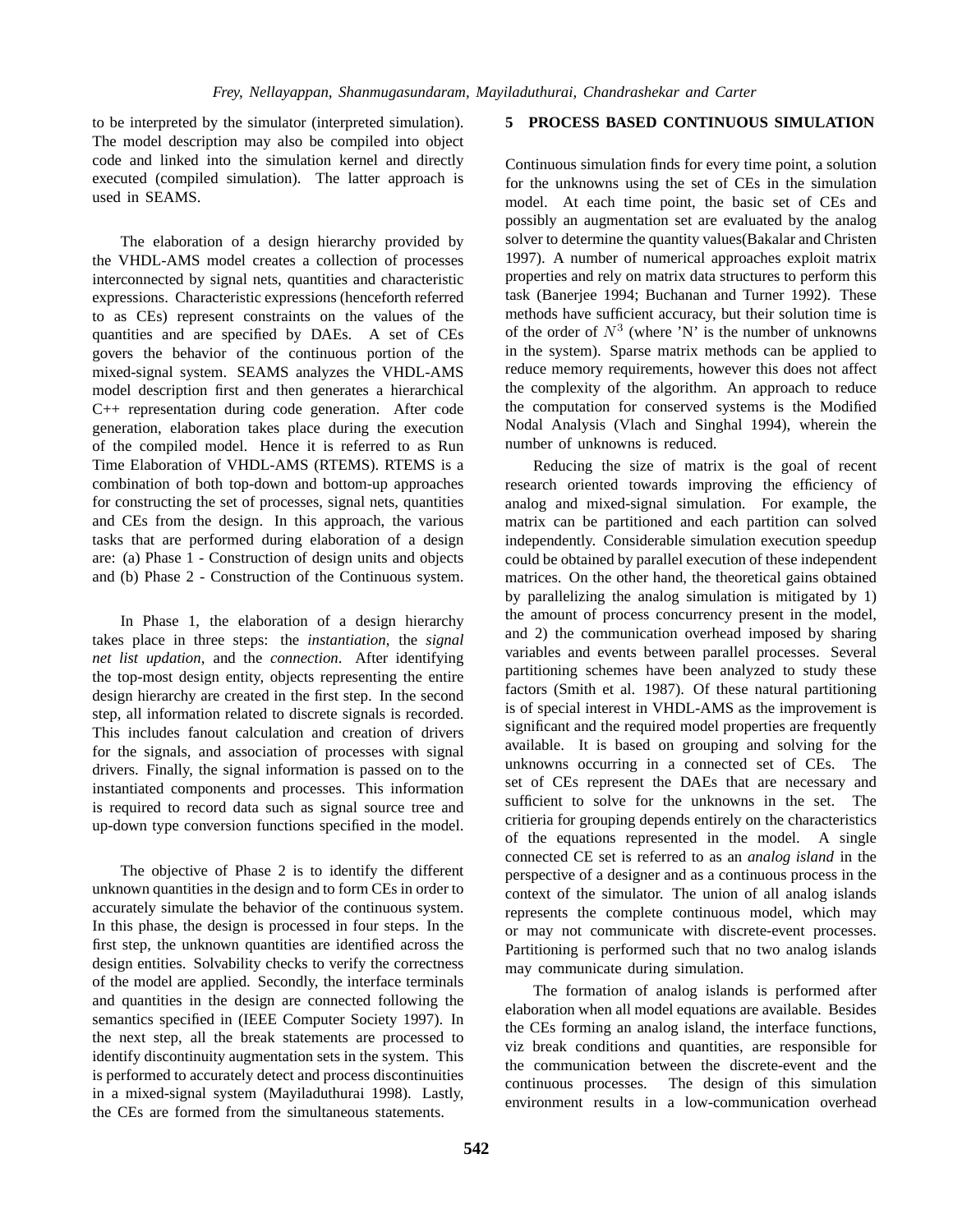to be interpreted by the simulator (interpreted simulation). The model description may also be compiled into object code and linked into the simulation kernel and directly executed (compiled simulation). The latter approach is used in SEAMS.

The elaboration of a design hierarchy provided by the VHDL-AMS model creates a collection of processes interconnected by signal nets, quantities and characteristic expressions. Characteristic expressions (henceforth referred to as CEs) represent constraints on the values of the quantities and are specified by DAEs. A set of CEs govers the behavior of the continuous portion of the mixed-signal system. SEAMS analyzes the VHDL-AMS model description first and then generates a hierarchical C++ representation during code generation. After code generation, elaboration takes place during the execution of the compiled model. Hence it is referred to as Run Time Elaboration of VHDL-AMS (RTEMS). RTEMS is a combination of both top-down and bottom-up approaches for constructing the set of processes, signal nets, quantities and CEs from the design. In this approach, the various tasks that are performed during elaboration of a design are: (a) Phase 1 - Construction of design units and objects and (b) Phase 2 - Construction of the Continuous system.

In Phase 1, the elaboration of a design hierarchy takes place in three steps: the *instantiation*, the *signal net list updation*, and the *connection*. After identifying the top-most design entity, objects representing the entire design hierarchy are created in the first step. In the second step, all information related to discrete signals is recorded. This includes fanout calculation and creation of drivers for the signals, and association of processes with signal drivers. Finally, the signal information is passed on to the instantiated components and processes. This information is required to record data such as signal source tree and up-down type conversion functions specified in the model.

The objective of Phase 2 is to identify the different unknown quantities in the design and to form CEs in order to accurately simulate the behavior of the continuous system. In this phase, the design is processed in four steps. In the first step, the unknown quantities are identified across the design entities. Solvability checks to verify the correctness of the model are applied. Secondly, the interface terminals and quantities in the design are connected following the semantics specified in (IEEE Computer Society 1997). In the next step, all the break statements are processed to identify discontinuity augmentation sets in the system. This is performed to accurately detect and process discontinuities in a mixed-signal system (Mayiladuthurai 1998). Lastly, the CEs are formed from the simultaneous statements.

## 5 PROCESS BASED CONTINUOUS SIMULATION

Continuous simulation finds for every time point, a solution for the unknowns using the set of CEs in the simulation model. At each time point, the basic set of CEs and possibly an augmentation set are evaluated by the analog solver to determine the quantity values(Bakalar and Christen 1997). A number of numerical approaches exploit matrix properties and rely on matrix data structures to perform this task (Banerjee 1994; Buchanan and Turner 1992). These methods have sufficient accuracy, but their solution time is of the order of $N^3$ (where 'N' is the number of unknowns in the system). Sparse matrix methods can be applied to reduce memory requirements, however this does not affect the complexity of the algorithm. An approach to reduce the computation for conserved systems is the Modified Nodal Analysis (Vlach and Singhal 1994), wherein the number of unknowns is reduced.

Reducing the size of matrix is the goal of recent research oriented towards improving the efficiency of analog and mixed-signal simulation. For example, the matrix can be partitioned and each partition can solved independently. Considerable simulation execution speedup could be obtained by parallel execution of these independent matrices. On the other hand, the theoretical gains obtained by parallelizing the analog simulation is mitigated by 1) the amount of process concurrency present in the model, and 2) the communication overhead imposed by sharing variables and events between parallel processes. Several partitioning schemes have been analyzed to study these factors (Smith et al. 1987). Of these natural partitioning is of special interest in VHDL-AMS as the improvement is significant and the required model properties are frequently available. It is based on grouping and solving for the unknowns occurring in a connected set of CEs. The set of CEs represent the DAEs that are necessary and sufficient to solve for the unknowns in the set. The critieria for grouping depends entirely on the characteristics of the equations represented in the model. A single connected CE set is referred to as an *analog island* in the perspective of a designer and as a continuous process in the context of the simulator. The union of all analog islands represents the complete continuous model, which may or may not communicate with discrete-event processes. Partitioning is performed such that no two analog islands may communicate during simulation.

The formation of analog islands is performed after elaboration when all model equations are available. Besides the CEs forming an analog island, the interface functions, viz break conditions and quantities, are responsible for the communication between the discrete-event and the continuous processes. The design of this simulation environment results in a low-communication overhead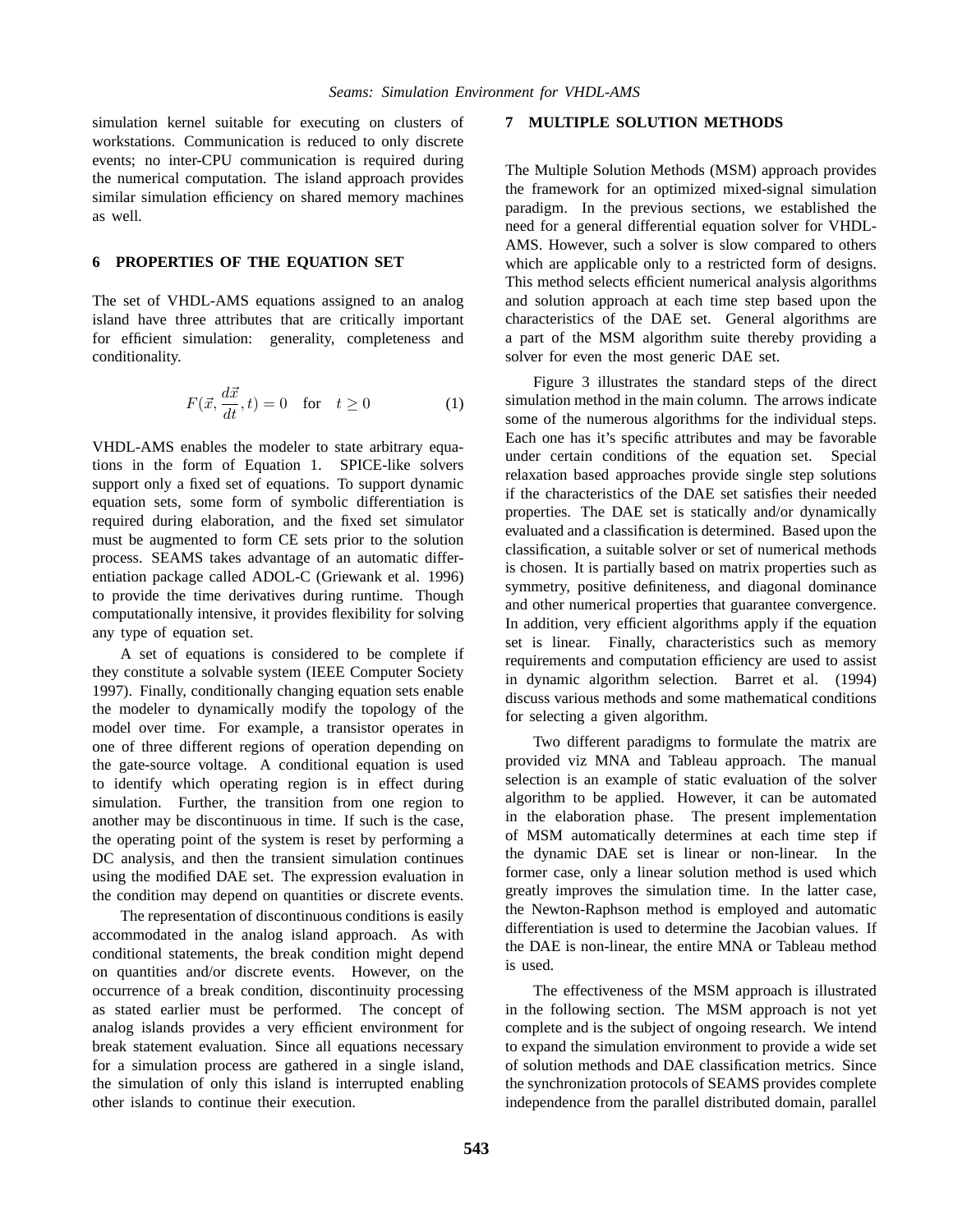simulation kernel suitable for executing on clusters of workstations. Communication is reduced to only discrete events; no inter-CPU communication is required during the numerical computation. The island approach provides similar simulation efficiency on shared memory machines as well.

## 6 PROPERTIES OF THE EQUATION SET

The set of VHDL-AMS equations assigned to an analog island have three attributes that are critically important for efficient simulation: generality, completeness and conditionality.

$$F(\vec{x}, \frac{d\vec{x}}{dt}, t) = 0 \quad \text{for} \quad t \geq 0 \tag{1}$$

VHDL-AMS enables the modeler to state arbitrary equations in the form of Equation 1. SPICE-like solvers support only a fixed set of equations. To support dynamic equation sets, some form of symbolic differentiation is required during elaboration, and the fixed set simulator must be augmented to form CE sets prior to the solution process. SEAMS takes advantage of an automatic differentiation package called ADOL-C (Griewank et al. 1996) to provide the time derivatives during runtime. Though computationally intensive, it provides flexibility for solving any type of equation set.

A set of equations is considered to be complete if they constitute a solvable system (IEEE Computer Society 1997). Finally, conditionally changing equation sets enable the modeler to dynamically modify the topology of the model over time. For example, a transistor operates in one of three different regions of operation depending on the gate-source voltage. A conditional equation is used to identify which operating region is in effect during simulation. Further, the transition from one region to another may be discontinuous in time. If such is the case, the operating point of the system is reset by performing a DC analysis, and then the transient simulation continues using the modified DAE set. The expression evaluation in the condition may depend on quantities or discrete events.

The representation of discontinuous conditions is easily accommodated in the analog island approach. As with conditional statements, the break condition might depend on quantities and/or discrete events. However, on the occurrence of a break condition, discontinuity processing as stated earlier must be performed. The concept of analog islands provides a very efficient environment for break statement evaluation. Since all equations necessary for a simulation process are gathered in a single island, the simulation of only this island is interrupted enabling other islands to continue their execution.

## 7 MULTIPLE SOLUTION METHODS

The Multiple Solution Methods (MSM) approach provides the framework for an optimized mixed-signal simulation paradigm. In the previous sections, we established the need for a general differential equation solver for VHDL-AMS. However, such a solver is slow compared to others which are applicable only to a restricted form of designs. This method selects efficient numerical analysis algorithms and solution approach at each time step based upon the characteristics of the DAE set. General algorithms are a part of the MSM algorithm suite thereby providing a solver for even the most generic DAE set.

Figure 3 illustrates the standard steps of the direct simulation method in the main column. The arrows indicate some of the numerous algorithms for the individual steps. Each one has it's specific attributes and may be favorable under certain conditions of the equation set. Special relaxation based approaches provide single step solutions if the characteristics of the DAE set satisfies their needed properties. The DAE set is statically and/or dynamically evaluated and a classification is determined. Based upon the classification, a suitable solver or set of numerical methods is chosen. It is partially based on matrix properties such as symmetry, positive definiteness, and diagonal dominance and other numerical properties that guarantee convergence. In addition, very efficient algorithms apply if the equation set is linear. Finally, characteristics such as memory requirements and computation efficiency are used to assist in dynamic algorithm selection. Barret et al. (1994) discuss various methods and some mathematical conditions for selecting a given algorithm.

Two different paradigms to formulate the matrix are provided viz MNA and Tableau approach. The manual selection is an example of static evaluation of the solver algorithm to be applied. However, it can be automated in the elaboration phase. The present implementation of MSM automatically determines at each time step if the dynamic DAE set is linear or non-linear. In the former case, only a linear solution method is used which greatly improves the simulation time. In the latter case, the Newton-Raphson method is employed and automatic differentiation is used to determine the Jacobian values. If the DAE is non-linear, the entire MNA or Tableau method is used.

The effectiveness of the MSM approach is illustrated in the following section. The MSM approach is not yet complete and is the subject of ongoing research. We intend to expand the simulation environment to provide a wide set of solution methods and DAE classification metrics. Since the synchronization protocols of SEAMS provides complete independence from the parallel distributed domain, parallel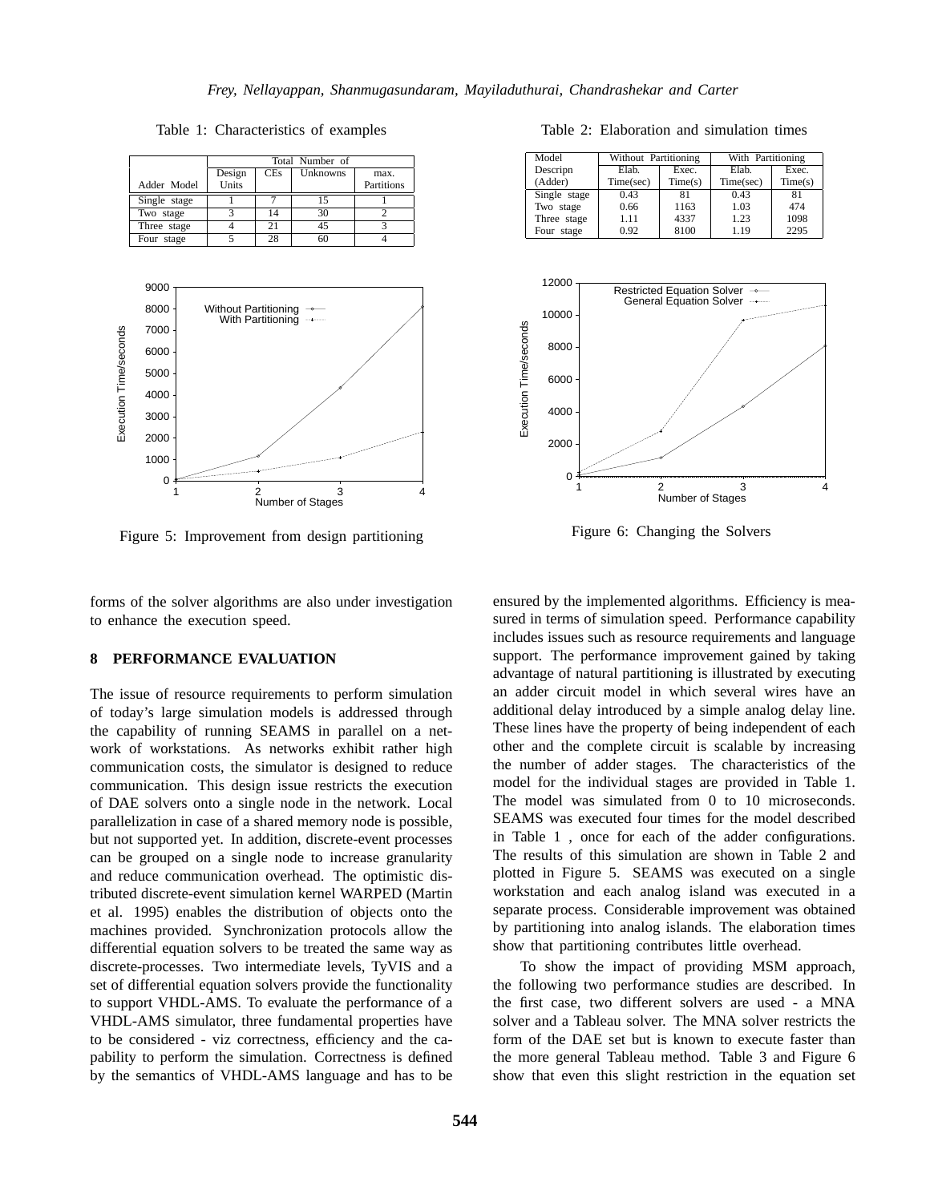Table 1: Characteristics of examples

| | Total Number of | | | |
|---|---|---|---|---|
| Adder Model | Design Units | CEs | Unknowns | max. Partitions |
| Single stage | 1 | 7 | 15 | 1 |
| Two stage | 3 | 14 | 30 | 2 |
| Three stage | 4 | 21 | 45 | 3 |
| Four stage | 5 | 28 | 60 | 4 |

Table 2: Elaboration and simulation times

| Model Descripn (Adder) | Without Partitioning | | With Partitioning | |
|---|---|---|---|---|
| | Elab. Time(sec) | Exec. Time(s) | Elab. Time(sec) | Exec. Time(s) |
| Single stage | 0.43 | 81 | 0.43 | 81 |
| Two stage | 0.66 | 1163 | 1.03 | 474 |
| Three stage | 1.11 | 4337 | 1.23 | 1098 |
| Four stage | 0.92 | 8100 | 1.19 | 2295 |

Figure 5: Improvement from design partitioning

Figure 6: Changing the Solvers

forms of the solver algorithms are also under investigation to enhance the execution speed.

## 8 PERFORMANCE EVALUATION

The issue of resource requirements to perform simulation of today's large simulation models is addressed through the capability of running SEAMS in parallel on a network of workstations. As networks exhibit rather high communication costs, the simulator is designed to reduce communication. This design issue restricts the execution of DAE solvers onto a single node in the network. Local parallelization in case of a shared memory node is possible, but not supported yet. In addition, discrete-event processes can be grouped on a single node to increase granularity and reduce communication overhead. The optimistic distributed discrete-event simulation kernel WARPED (Martin et al. 1995) enables the distribution of objects onto the machines provided. Synchronization protocols allow the differential equation solvers to be treated the same way as discrete-processes. Two intermediate levels, TyVIS and a set of differential equation solvers provide the functionality to support VHDL-AMS. To evaluate the performance of a VHDL-AMS simulator, three fundamental properties have to be considered - viz correctness, efficiency and the capability to perform the simulation. Correctness is defined by the semantics of VHDL-AMS language and has to be ensured by the implemented algorithms. Efficiency is measured in terms of simulation speed. Performance capability includes issues such as resource requirements and language support. The performance improvement gained by taking advantage of natural partitioning is illustrated by executing an adder circuit model in which several wires have an additional delay introduced by a simple analog delay line. These lines have the property of being independent of each other and the complete circuit is scalable by increasing the number of adder stages. The characteristics of the model for the individual stages are provided in Table 1. The model was simulated from 0 to 10 microseconds. SEAMS was executed four times for the model described in Table 1 , once for each of the adder configurations. The results of this simulation are shown in Table 2 and plotted in Figure 5. SEAMS was executed on a single workstation and each analog island was executed in a separate process. Considerable improvement was obtained by partitioning into analog islands. The elaboration times show that partitioning contributes little overhead.

To show the impact of providing MSM approach, the following two performance studies are described. In the first case, two different solvers are used - a MNA solver and a Tableau solver. The MNA solver restricts the form of the DAE set but is known to execute faster than the more general Tableau method. Table 3 and Figure 6 show that even this slight restriction in the equation set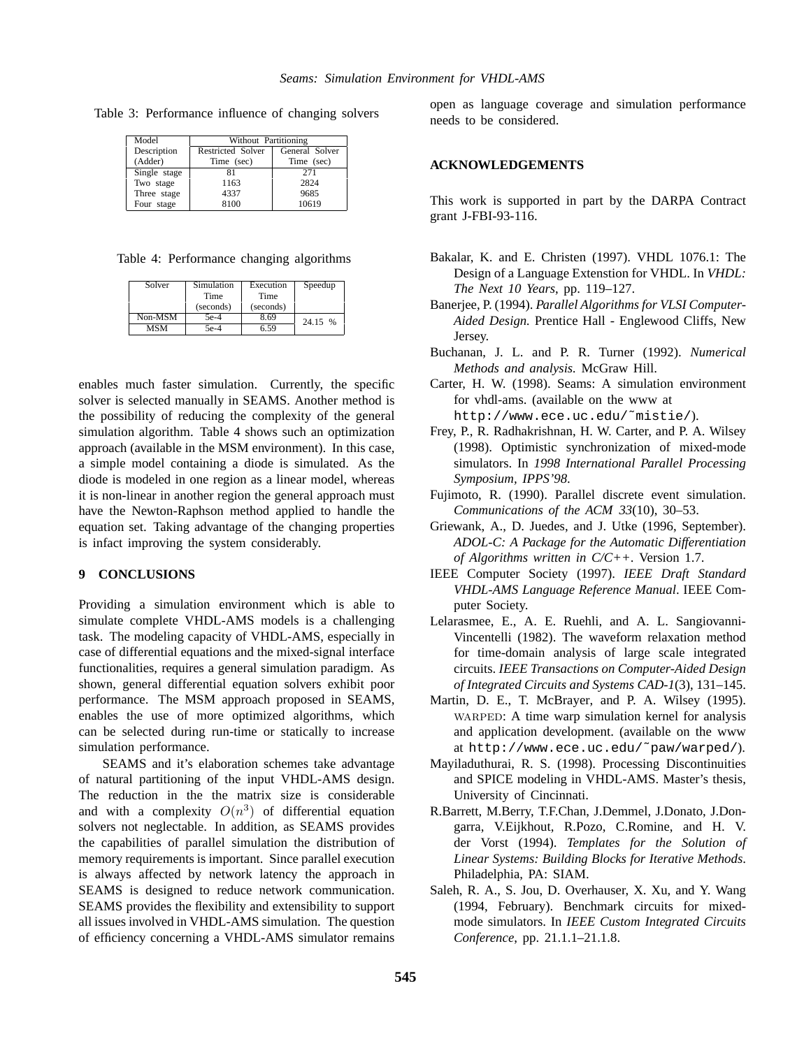Table 3: Performance influence of changing solvers

| Model | Without Partitioning | |
|---|---|---|
| Description (Adder) | Restricted Solver Time (sec) | General Solver Time (sec) |
| Single stage | 81 | 271 |
| Two stage | 1163 | 2824 |
| Three stage | 4337 | 9685 |
| Four stage | 8100 | 10619 |

Table 4: Performance changing algorithms

| Solver | Simulation Time (seconds) | Execution Time (seconds) | Speedup |
|---|---|---|---|
| Non-MSM | 5e-4 | 8.69 | 24.15 % |
| MSM | 5e-4 | 6.59 | |

enables much faster simulation. Currently, the specific solver is selected manually in SEAMS. Another method is the possibility of reducing the complexity of the general simulation algorithm. Table 4 shows such an optimization approach (available in the MSM environment). In this case, a simple model containing a diode is simulated. As the diode is modeled in one region as a linear model, whereas it is non-linear in another region the general approach must have the Newton-Raphson method applied to handle the equation set. Taking advantage of the changing properties is infact improving the system considerably.

## 9 CONCLUSIONS

Providing a simulation environment which is able to simulate complete VHDL-AMS models is a challenging task. The modeling capacity of VHDL-AMS, especially in case of differential equations and the mixed-signal interface functionalities, requires a general simulation paradigm. As shown, general differential equation solvers exhibit poor performance. The MSM approach proposed in SEAMS, enables the use of more optimized algorithms, which can be selected during run-time or statically to increase simulation performance.

SEAMS and it's elaboration schemes take advantage of natural partitioning of the input VHDL-AMS design. The reduction in the the matrix size is considerable and with a complexity $O(n^3)$ of differential equation solvers not neglectable. In addition, as SEAMS provides the capabilities of parallel simulation the distribution of memory requirements is important. Since parallel execution is always affected by network latency the approach in SEAMS is designed to reduce network communication. SEAMS provides the flexibility and extensibility to support all issues involved in VHDL-AMS simulation. The question of efficiency concerning a VHDL-AMS simulator remains open as language coverage and simulation performance needs to be considered.

## ACKNOWLEDGEMENTS

This work is supported in part by the DARPA Contract grant J-FBI-93-116.

Bakalar, K. and E. Christen (1997). VHDL 1076.1: The Design of a Language Extenstion for VHDL. In *VHDL: The Next 10 Years*, pp. 119–127.

Banerjee, P. (1994). *Parallel Algorithms for VLSI Computer-Aided Design.* Prentice Hall - Englewood Cliffs, New Jersey.

Buchanan, J. L. and P. R. Turner (1992). *Numerical Methods and analysis.* McGraw Hill.

Carter, H. W. (1998). Seams: A simulation environment for vhdl-ams. (available on the www at `http://www.ece.uc.edu/˜mistie/`).

Frey, P., R. Radhakrishnan, H. W. Carter, and P. A. Wilsey (1998). Optimistic synchronization of mixed-mode simulators. In *1998 International Parallel Processing Symposium, IPPS'98*.

Fujimoto, R. (1990). Parallel discrete event simulation. *Communications of the ACM 33*(10), 30–53.

Griewank, A., D. Juedes, and J. Utke (1996, September). *ADOL-C: A Package for the Automatic Differentiation of Algorithms written in C/C++*. Version 1.7.

IEEE Computer Society (1997). *IEEE Draft Standard VHDL-AMS Language Reference Manual*. IEEE Computer Society.

Lelarasmee, E., A. E. Ruehli, and A. L. Sangiovanni-Vincentelli (1982). The waveform relaxation method for time-domain analysis of large scale integrated circuits. *IEEE Transactions on Computer-Aided Design of Integrated Circuits and Systems CAD-1*(3), 131–145.

Martin, D. E., T. McBrayer, and P. A. Wilsey (1995). WARPED: A time warp simulation kernel for analysis and application development. (available on the www at `http://www.ece.uc.edu/˜paw/warped/`).

Mayiladuthurai, R. S. (1998). Processing Discontinuities and SPICE modeling in VHDL-AMS. Master's thesis, University of Cincinnati.

R.Barrett, M.Berry, T.F.Chan, J.Demmel, J.Donato, J.Dongarra, V.Eijkhout, R.Pozo, C.Romine, and H. V. der Vorst (1994). *Templates for the Solution of Linear Systems: Building Blocks for Iterative Methods*. Philadelphia, PA: SIAM.

Saleh, R. A., S. Jou, D. Overhauser, X. Xu, and Y. Wang (1994, February). Benchmark circuits for mixed-mode simulators. In *IEEE Custom Integrated Circuits Conference*, pp. 21.1.1–21.1.8.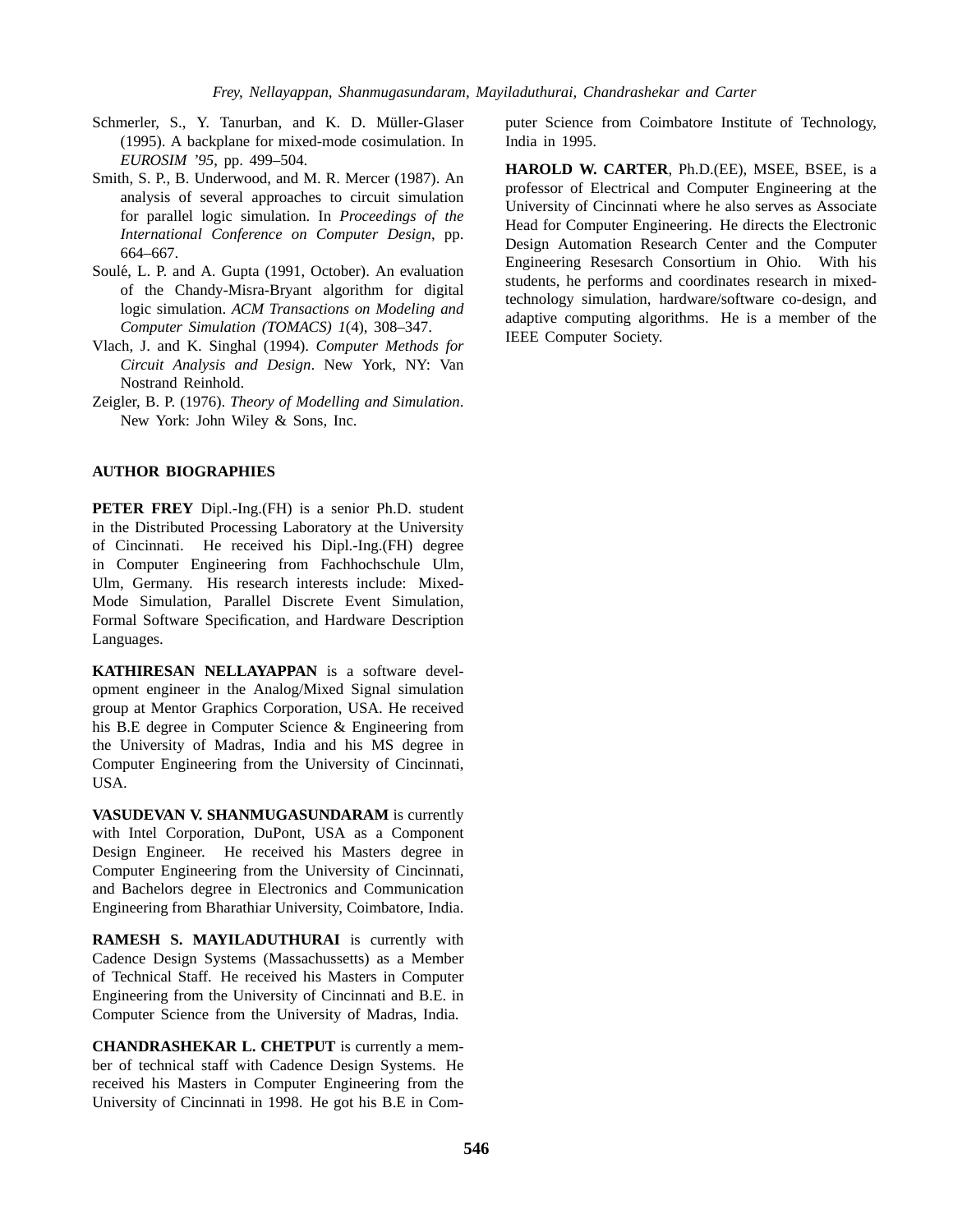Schmerler, S., Y. Tanurban, and K. D. Müller-Glaser (1995). A backplane for mixed-mode cosimulation. In *EUROSIM '95*, pp. 499–504.

Smith, S. P., B. Underwood, and M. R. Mercer (1987). An analysis of several approaches to circuit simulation for parallel logic simulation. In *Proceedings of the International Conference on Computer Design*, pp. 664–667.

Soulé, L. P. and A. Gupta (1991, October). An evaluation of the Chandy-Misra-Bryant algorithm for digital logic simulation. *ACM Transactions on Modeling and Computer Simulation (TOMACS) 1*(4), 308–347.

Vlach, J. and K. Singhal (1994). *Computer Methods for Circuit Analysis and Design*. New York, NY: Van Nostrand Reinhold.

Zeigler, B. P. (1976). *Theory of Modelling and Simulation*. New York: John Wiley & Sons, Inc.

## AUTHOR BIOGRAPHIES

**PETER FREY** Dipl.-Ing.(FH) is a senior Ph.D. student in the Distributed Processing Laboratory at the University of Cincinnati. He received his Dipl.-Ing.(FH) degree in Computer Engineering from Fachhochschule Ulm, Ulm, Germany. His research interests include: Mixed-Mode Simulation, Parallel Discrete Event Simulation, Formal Software Specification, and Hardware Description Languages.

**KATHIRESAN NELLAYAPPAN** is a software development engineer in the Analog/Mixed Signal simulation group at Mentor Graphics Corporation, USA. He received his B.E degree in Computer Science & Engineering from the University of Madras, India and his MS degree in Computer Engineering from the University of Cincinnati, USA.

**VASUDEVAN V. SHANMUGASUNDARAM** is currently with Intel Corporation, DuPont, USA as a Component Design Engineer. He received his Masters degree in Computer Engineering from the University of Cincinnati, and Bachelors degree in Electronics and Communication Engineering from Bharathiar University, Coimbatore, India.

**RAMESH S. MAYILADUTHURAI** is currently with Cadence Design Systems (Massachussetts) as a Member of Technical Staff. He received his Masters in Computer Engineering from the University of Cincinnati and B.E. in Computer Science from the University of Madras, India.

**CHANDRASHEKAR L. CHETPUT** is currently a member of technical staff with Cadence Design Systems. He received his Masters in Computer Engineering from the University of Cincinnati in 1998. He got his B.E in Computer Science from Coimbatore Institute of Technology, India in 1995.

**HAROLD W. CARTER**, Ph.D.(EE), MSEE, BSEE, is a professor of Electrical and Computer Engineering at the University of Cincinnati where he also serves as Associate Head for Computer Engineering. He directs the Electronic Design Automation Research Center and the Computer Engineering Resesarch Consortium in Ohio. With his students, he performs and coordinates research in mixed-technology simulation, hardware/software co-design, and adaptive computing algorithms. He is a member of the IEEE Computer Society.